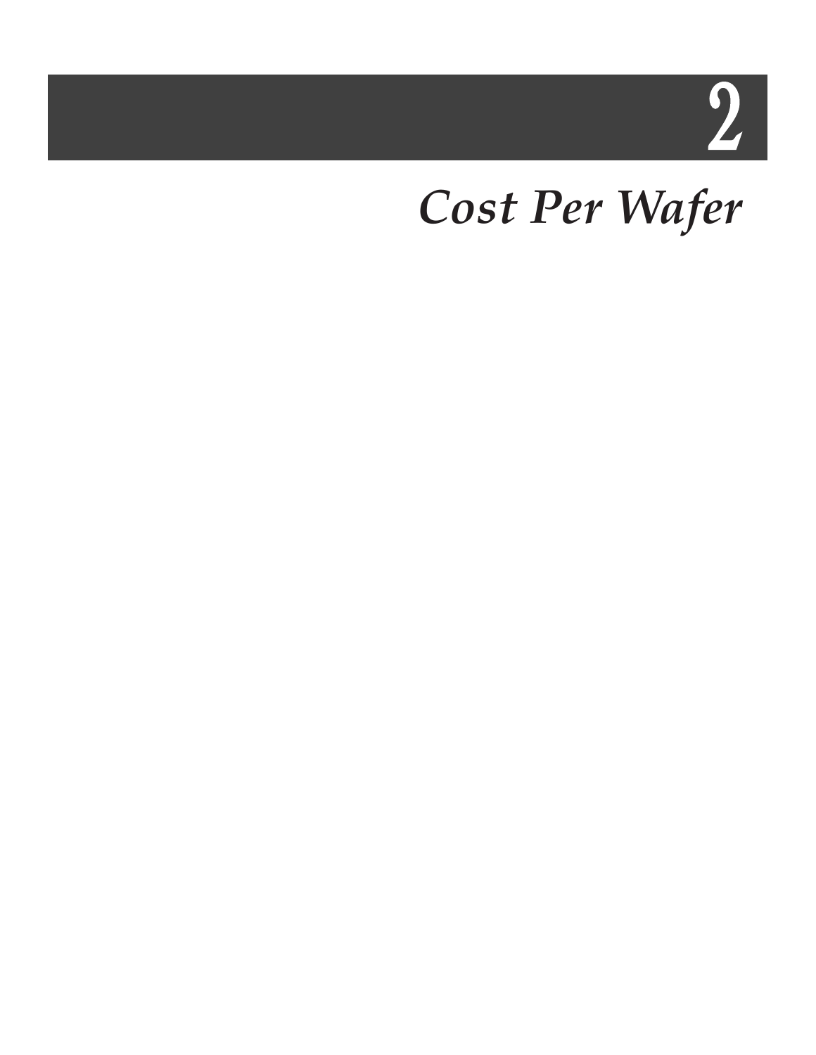# 2

## *Cost Per Wafer*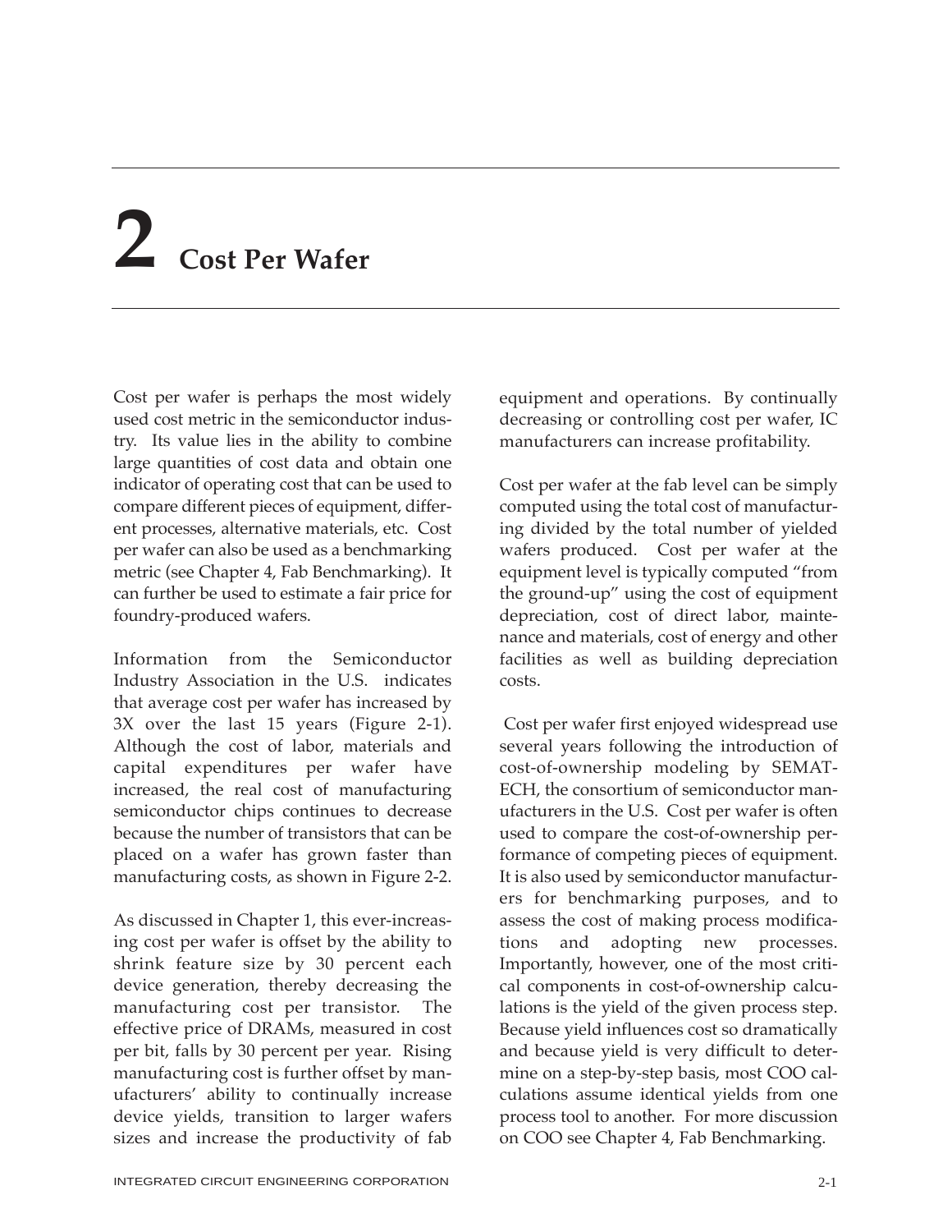# 2 Cost Per Wafer

Cost per wafer is perhaps the most widely used cost metric in the semiconductor industry. Its value lies in the ability to combine large quantities of cost data and obtain one indicator of operating cost that can be used to compare different pieces of equipment, different processes, alternative materials, etc. Cost per wafer can also be used as a benchmarking metric (see Chapter 4, Fab Benchmarking). It can further be used to estimate a fair price for foundry-produced wafers.

Information from the Semiconductor Industry Association in the U.S. indicates that average cost per wafer has increased by 3X over the last 15 years (Figure 2-1). Although the cost of labor, materials and capital expenditures per wafer have increased, the real cost of manufacturing semiconductor chips continues to decrease because the number of transistors that can be placed on a wafer has grown faster than manufacturing costs, as shown in Figure 2-2.

As discussed in Chapter 1, this ever-increasing cost per wafer is offset by the ability to shrink feature size by 30 percent each device generation, thereby decreasing the manufacturing cost per transistor. The effective price of DRAMs, measured in cost per bit, falls by 30 percent per year. Rising manufacturing cost is further offset by manufacturers' ability to continually increase device yields, transition to larger wafers sizes and increase the productivity of fab equipment and operations. By continually decreasing or controlling cost per wafer, IC manufacturers can increase profitability.

Cost per wafer at the fab level can be simply computed using the total cost of manufacturing divided by the total number of yielded wafers produced. Cost per wafer at the equipment level is typically computed "from the ground-up" using the cost of equipment depreciation, cost of direct labor, maintenance and materials, cost of energy and other facilities as well as building depreciation costs.

Cost per wafer first enjoyed widespread use several years following the introduction of cost-of-ownership modeling by SEMATECH, the consortium of semiconductor manufacturers in the U.S. Cost per wafer is often used to compare the cost-of-ownership performance of competing pieces of equipment. It is also used by semiconductor manufacturers for benchmarking purposes, and to assess the cost of making process modifications and adopting new processes. Importantly, however, one of the most critical components in cost-of-ownership calculations is the yield of the given process step. Because yield influences cost so dramatically and because yield is very difficult to determine on a step-by-step basis, most COO calculations assume identical yields from one process tool to another. For more discussion on COO see Chapter 4, Fab Benchmarking.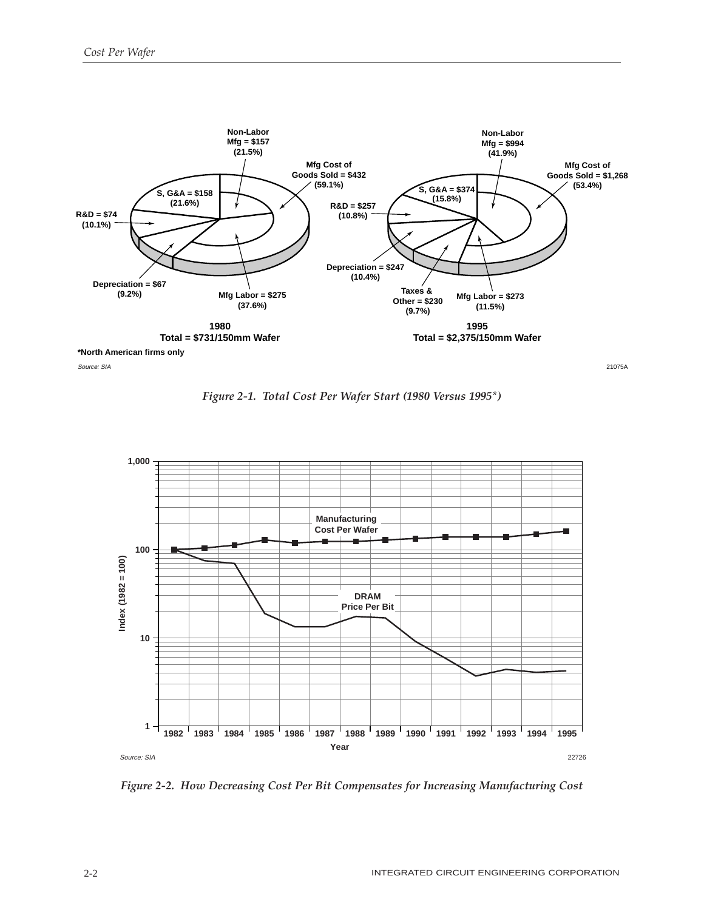Non-Labor Mfg = $157 (21.5%)

Mfg Cost of Goods Sold = $432 (59.1%)

S, G&A = $158 (21.6%)

R&D = $74 (10.1%)

Depreciation = $67 (9.2%)

Mfg Labor = $275 (37.6%)

**1980**
**Total = $731/150mm Wafer**

Non-Labor Mfg = $994 (41.9%)

Mfg Cost of Goods Sold = $1,268 (53.4%)

S, G&A = $374 (15.8%)

R&D = $257 (10.8%)

Depreciation = $247 (10.4%)

Taxes & Other = $230 (9.7%)

Mfg Labor = $273 (11.5%)

**1995**
**Total = $2,375/150mm Wafer**

*North American firms only

*Source: SIA*

21075A

*Figure 2-1. Total Cost Per Wafer Start (1980 Versus 1995*)*

Index (1982 = 100): 1, 10, 100, 1,000

Manufacturing Cost Per Wafer

DRAM Price Per Bit

Year: 1982, 1983, 1984, 1985, 1986, 1987, 1988, 1989, 1990, 1991, 1992, 1993, 1994, 1995

*Source: SIA*

22726

*Figure 2-2. How Decreasing Cost Per Bit Compensates for Increasing Manufacturing Cost*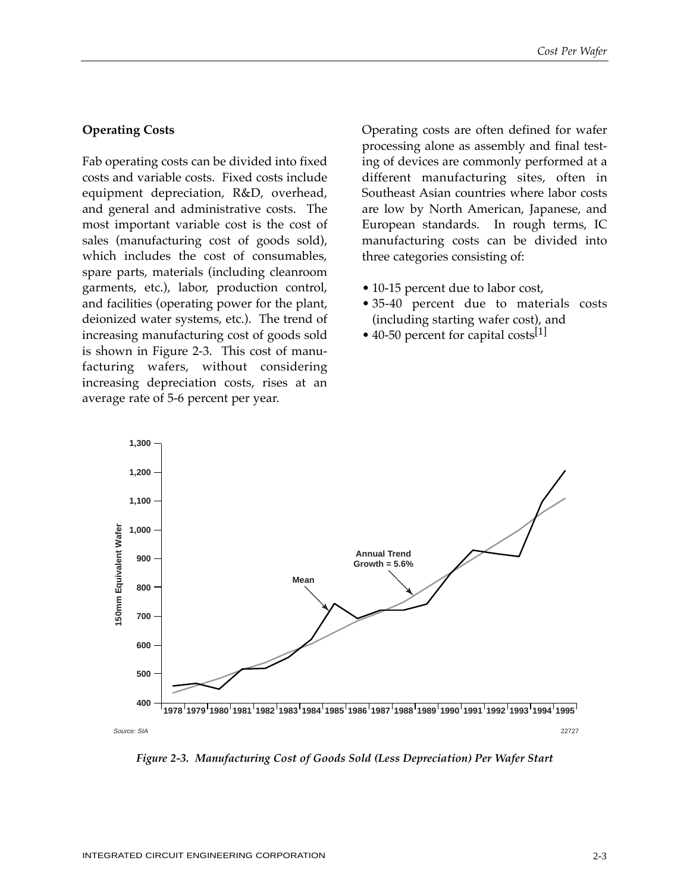## Operating Costs

Fab operating costs can be divided into fixed costs and variable costs. Fixed costs include equipment depreciation, R&D, overhead, and general and administrative costs. The most important variable cost is the cost of sales (manufacturing cost of goods sold), which includes the cost of consumables, spare parts, materials (including cleanroom garments, etc.), labor, production control, and facilities (operating power for the plant, deionized water systems, etc.). The trend of increasing manufacturing cost of goods sold is shown in Figure 2-3. This cost of manufacturing wafers, without considering increasing depreciation costs, rises at an average rate of 5-6 percent per year.

Operating costs are often defined for wafer processing alone as assembly and final testing of devices are commonly performed at a different manufacturing sites, often in Southeast Asian countries where labor costs are low by North American, Japanese, and European standards. In rough terms, IC manufacturing costs can be divided into three categories consisting of:

- 10-15 percent due to labor cost,
- 35-40 percent due to materials costs (including starting wafer cost), and
- 40-50 percent for capital costs[1]

Source: SIA

*Figure 2-3. Manufacturing Cost of Goods Sold (Less Depreciation) Per Wafer Start*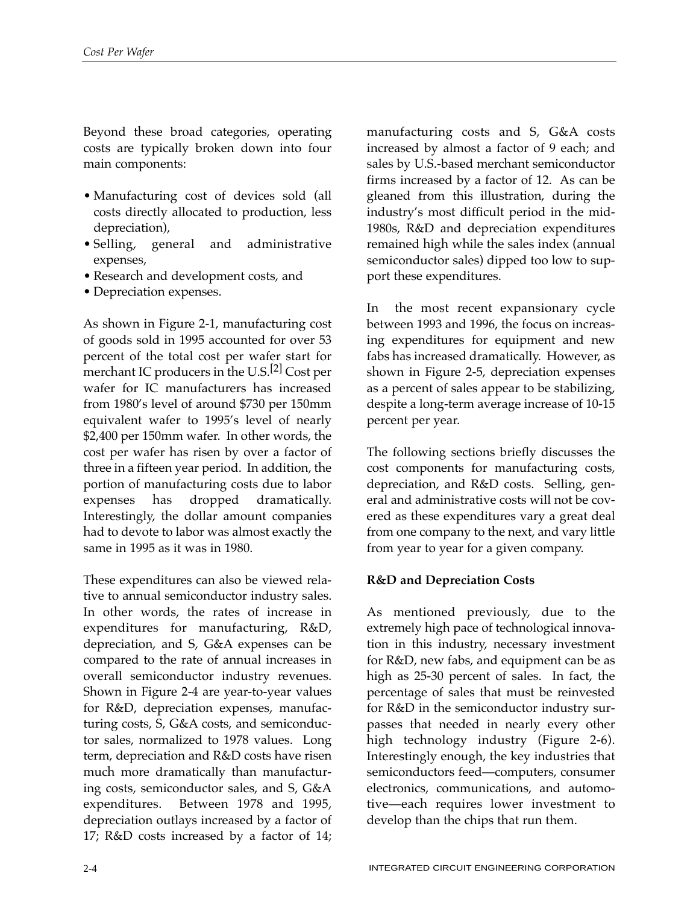Beyond these broad categories, operating costs are typically broken down into four main components:

- Manufacturing cost of devices sold (all costs directly allocated to production, less depreciation),
- Selling, general and administrative expenses,
- Research and development costs, and
- Depreciation expenses.

As shown in Figure 2-1, manufacturing cost of goods sold in 1995 accounted for over 53 percent of the total cost per wafer start for merchant IC producers in the U.S.[2] Cost per wafer for IC manufacturers has increased from 1980's level of around $730 per 150mm equivalent wafer to 1995's level of nearly $2,400 per 150mm wafer. In other words, the cost per wafer has risen by over a factor of three in a fifteen year period. In addition, the portion of manufacturing costs due to labor expenses has dropped dramatically. Interestingly, the dollar amount companies had to devote to labor was almost exactly the same in 1995 as it was in 1980.

These expenditures can also be viewed relative to annual semiconductor industry sales. In other words, the rates of increase in expenditures for manufacturing, R&D, depreciation, and S, G&A expenses can be compared to the rate of annual increases in overall semiconductor industry revenues. Shown in Figure 2-4 are year-to-year values for R&D, depreciation expenses, manufacturing costs, S, G&A costs, and semiconductor sales, normalized to 1978 values. Long term, depreciation and R&D costs have risen much more dramatically than manufacturing costs, semiconductor sales, and S, G&A expenditures. Between 1978 and 1995, depreciation outlays increased by a factor of 17; R&D costs increased by a factor of 14; manufacturing costs and S, G&A costs increased by almost a factor of 9 each; and sales by U.S.-based merchant semiconductor firms increased by a factor of 12. As can be gleaned from this illustration, during the industry's most difficult period in the mid-1980s, R&D and depreciation expenditures remained high while the sales index (annual semiconductor sales) dipped too low to support these expenditures.

In the most recent expansionary cycle between 1993 and 1996, the focus on increasing expenditures for equipment and new fabs has increased dramatically. However, as shown in Figure 2-5, depreciation expenses as a percent of sales appear to be stabilizing, despite a long-term average increase of 10-15 percent per year.

The following sections briefly discusses the cost components for manufacturing costs, depreciation, and R&D costs. Selling, general and administrative costs will not be covered as these expenditures vary a great deal from one company to the next, and vary little from year to year for a given company.

**R&D and Depreciation Costs**

As mentioned previously, due to the extremely high pace of technological innovation in this industry, necessary investment for R&D, new fabs, and equipment can be as high as 25-30 percent of sales. In fact, the percentage of sales that must be reinvested for R&D in the semiconductor industry surpasses that needed in nearly every other high technology industry (Figure 2-6). Interestingly enough, the key industries that semiconductors feed—computers, consumer electronics, communications, and automotive—each requires lower investment to develop than the chips that run them.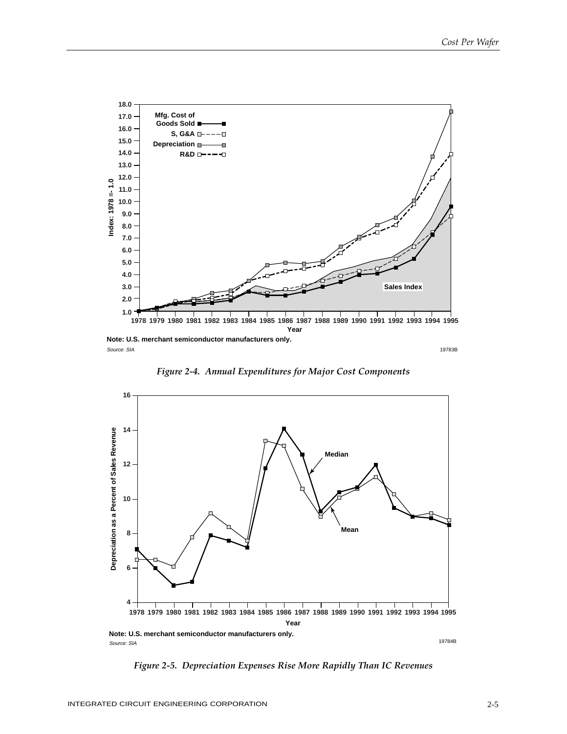Note: U.S. merchant semiconductor manufacturers only.

Source: SIA

19783B

*Figure 2-4. Annual Expenditures for Major Cost Components*

Note: U.S. merchant semiconductor manufacturers only.

Source: SIA

19784B

*Figure 2-5. Depreciation Expenses Rise More Rapidly Than IC Revenues*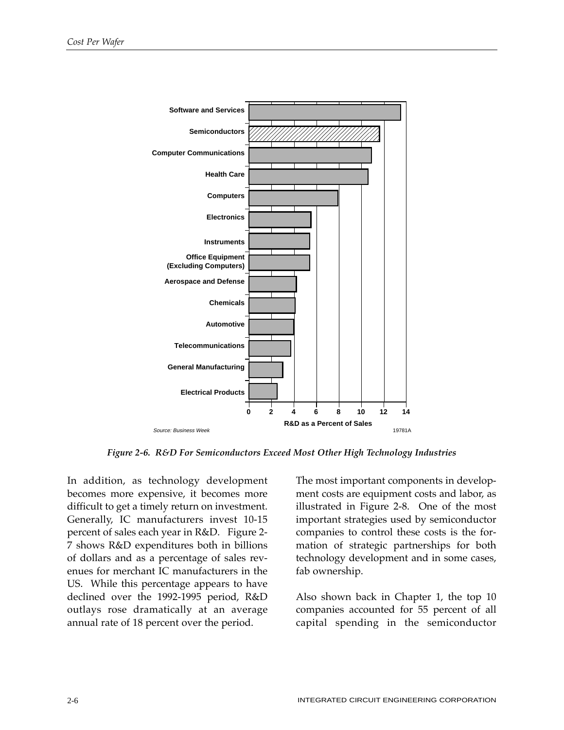*Figure 2-6. R&D For Semiconductors Exceed Most Other High Technology Industries*

In addition, as technology development becomes more expensive, it becomes more difficult to get a timely return on investment. Generally, IC manufacturers invest 10-15 percent of sales each year in R&D. Figure 2-7 shows R&D expenditures both in billions of dollars and as a percentage of sales revenues for merchant IC manufacturers in the US. While this percentage appears to have declined over the 1992-1995 period, R&D outlays rose dramatically at an average annual rate of 18 percent over the period.

The most important components in development costs are equipment costs and labor, as illustrated in Figure 2-8. One of the most important strategies used by semiconductor companies to control these costs is the formation of strategic partnerships for both technology development and in some cases, fab ownership.

Also shown back in Chapter 1, the top 10 companies accounted for 55 percent of all capital spending in the semiconductor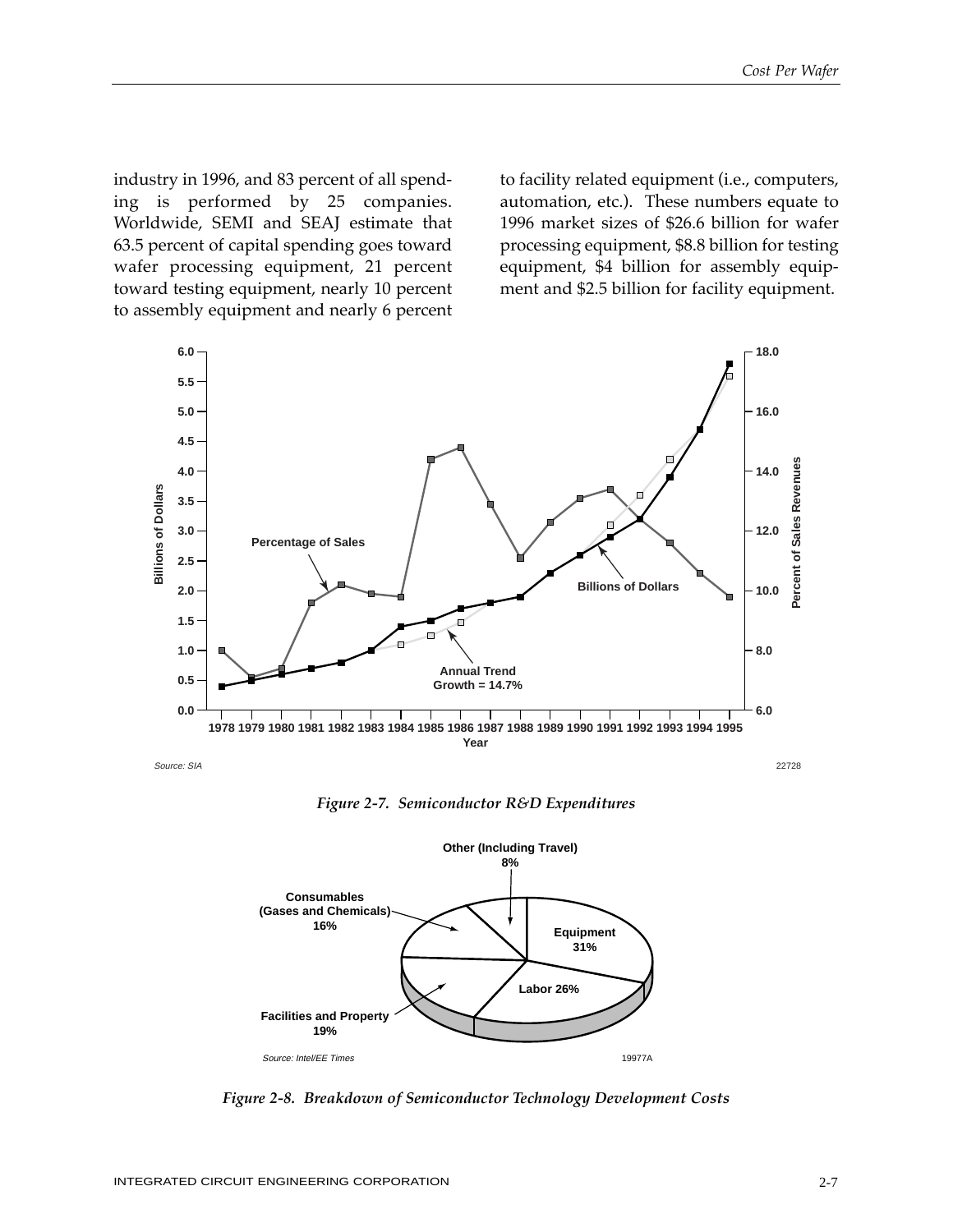industry in 1996, and 83 percent of all spending is performed by 25 companies. Worldwide, SEMI and SEAJ estimate that 63.5 percent of capital spending goes toward wafer processing equipment, 21 percent toward testing equipment, nearly 10 percent to assembly equipment and nearly 6 percent to facility related equipment (i.e., computers, automation, etc.). These numbers equate to 1996 market sizes of $26.6 billion for wafer processing equipment, $8.8 billion for testing equipment, $4 billion for assembly equipment and $2.5 billion for facility equipment.

*Figure 2-7. Semiconductor R&D Expenditures*

*Figure 2-8. Breakdown of Semiconductor Technology Development Costs*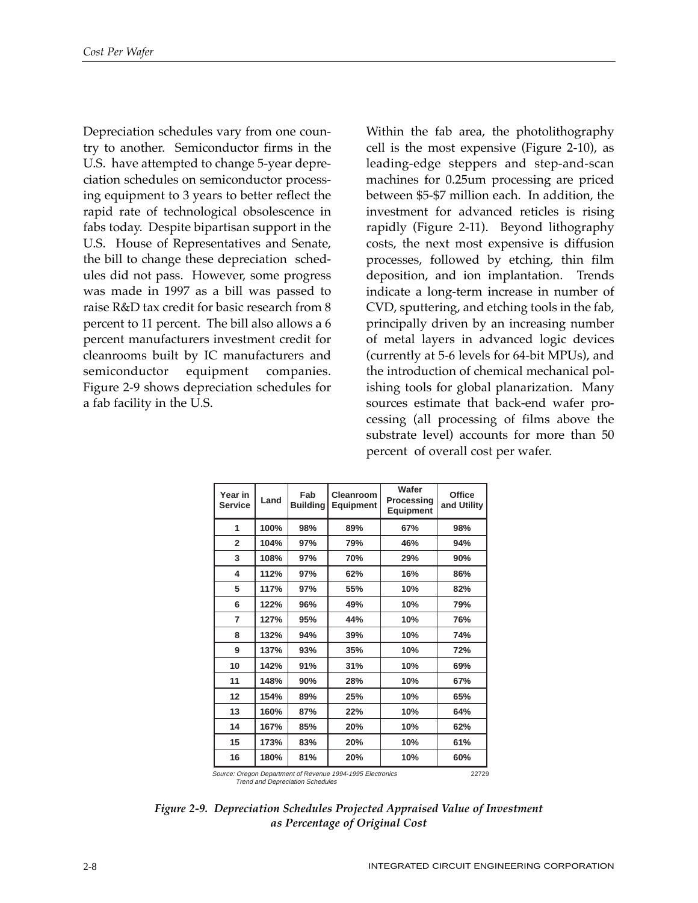Depreciation schedules vary from one country to another. Semiconductor firms in the U.S. have attempted to change 5-year depreciation schedules on semiconductor processing equipment to 3 years to better reflect the rapid rate of technological obsolescence in fabs today. Despite bipartisan support in the U.S. House of Representatives and Senate, the bill to change these depreciation schedules did not pass. However, some progress was made in 1997 as a bill was passed to raise R&D tax credit for basic research from 8 percent to 11 percent. The bill also allows a 6 percent manufacturers investment credit for cleanrooms built by IC manufacturers and semiconductor equipment companies. Figure 2-9 shows depreciation schedules for a fab facility in the U.S.

Within the fab area, the photolithography cell is the most expensive (Figure 2-10), as leading-edge steppers and step-and-scan machines for 0.25um processing are priced between $5-$7 million each. In addition, the investment for advanced reticles is rising rapidly (Figure 2-11). Beyond lithography costs, the next most expensive is diffusion processes, followed by etching, thin film deposition, and ion implantation. Trends indicate a long-term increase in number of CVD, sputtering, and etching tools in the fab, principally driven by an increasing number of metal layers in advanced logic devices (currently at 5-6 levels for 64-bit MPUs), and the introduction of chemical mechanical polishing tools for global planarization. Many sources estimate that back-end wafer processing (all processing of films above the substrate level) accounts for more than 50 percent of overall cost per wafer.

| Year in Service | Land | Fab Building | Cleanroom Equipment | Wafer Processing Equipment | Office and Utility |
|---|---|---|---|---|---|
| 1 | 100% | 98% | 89% | 67% | 98% |
| 2 | 104% | 97% | 79% | 46% | 94% |
| 3 | 108% | 97% | 70% | 29% | 90% |
| 4 | 112% | 97% | 62% | 16% | 86% |
| 5 | 117% | 97% | 55% | 10% | 82% |
| 6 | 122% | 96% | 49% | 10% | 79% |
| 7 | 127% | 95% | 44% | 10% | 76% |
| 8 | 132% | 94% | 39% | 10% | 74% |
| 9 | 137% | 93% | 35% | 10% | 72% |
| 10 | 142% | 91% | 31% | 10% | 69% |
| 11 | 148% | 90% | 28% | 10% | 67% |
| 12 | 154% | 89% | 25% | 10% | 65% |
| 13 | 160% | 87% | 22% | 10% | 64% |
| 14 | 167% | 85% | 20% | 10% | 62% |
| 15 | 173% | 83% | 20% | 10% | 61% |
| 16 | 180% | 81% | 20% | 10% | 60% |

*Source: Oregon Department of Revenue 1994-1995 Electronics Trend and Depreciation Schedules* 22729

***Figure 2-9. Depreciation Schedules Projected Appraised Value of Investment as Percentage of Original Cost***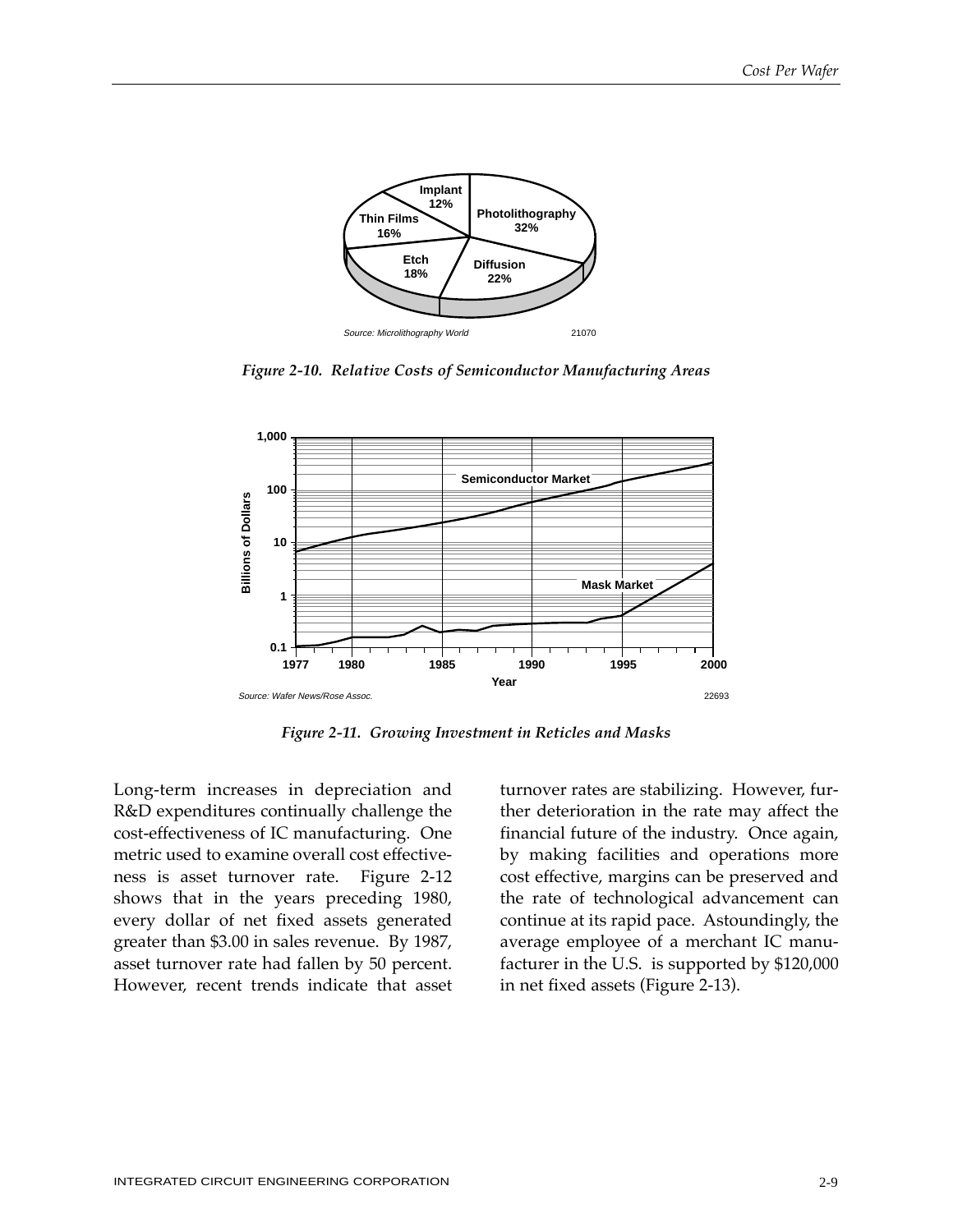Figure 2-10. *Relative Costs of Semiconductor Manufacturing Areas*

Figure 2-11. *Growing Investment in Reticles and Masks*

Long-term increases in depreciation and R&D expenditures continually challenge the cost-effectiveness of IC manufacturing. One metric used to examine overall cost effectiveness is asset turnover rate. Figure 2-12 shows that in the years preceding 1980, every dollar of net fixed assets generated greater than $3.00 in sales revenue. By 1987, asset turnover rate had fallen by 50 percent. However, recent trends indicate that asset turnover rates are stabilizing. However, further deterioration in the rate may affect the financial future of the industry. Once again, by making facilities and operations more cost effective, margins can be preserved and the rate of technological advancement can continue at its rapid pace. Astoundingly, the average employee of a merchant IC manufacturer in the U.S. is supported by $120,000 in net fixed assets (Figure 2-13).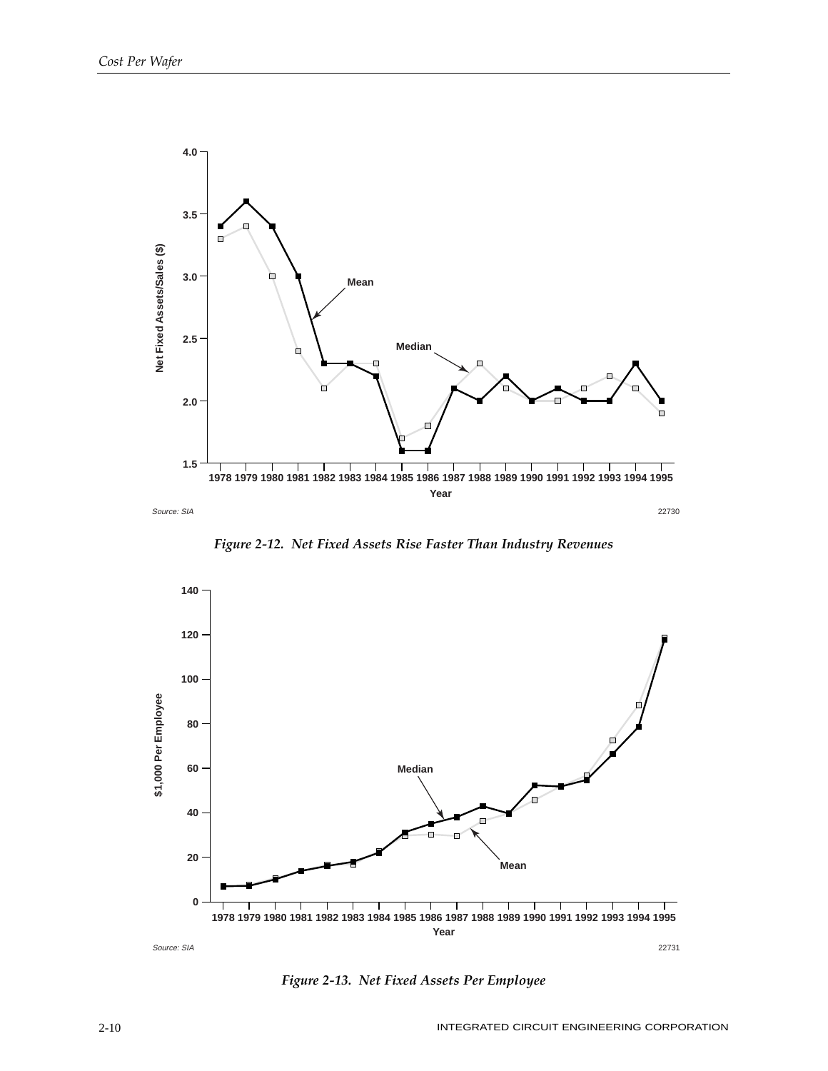Figure 2-12. Net Fixed Assets Rise Faster Than Industry Revenues

Figure 2-13. Net Fixed Assets Per Employee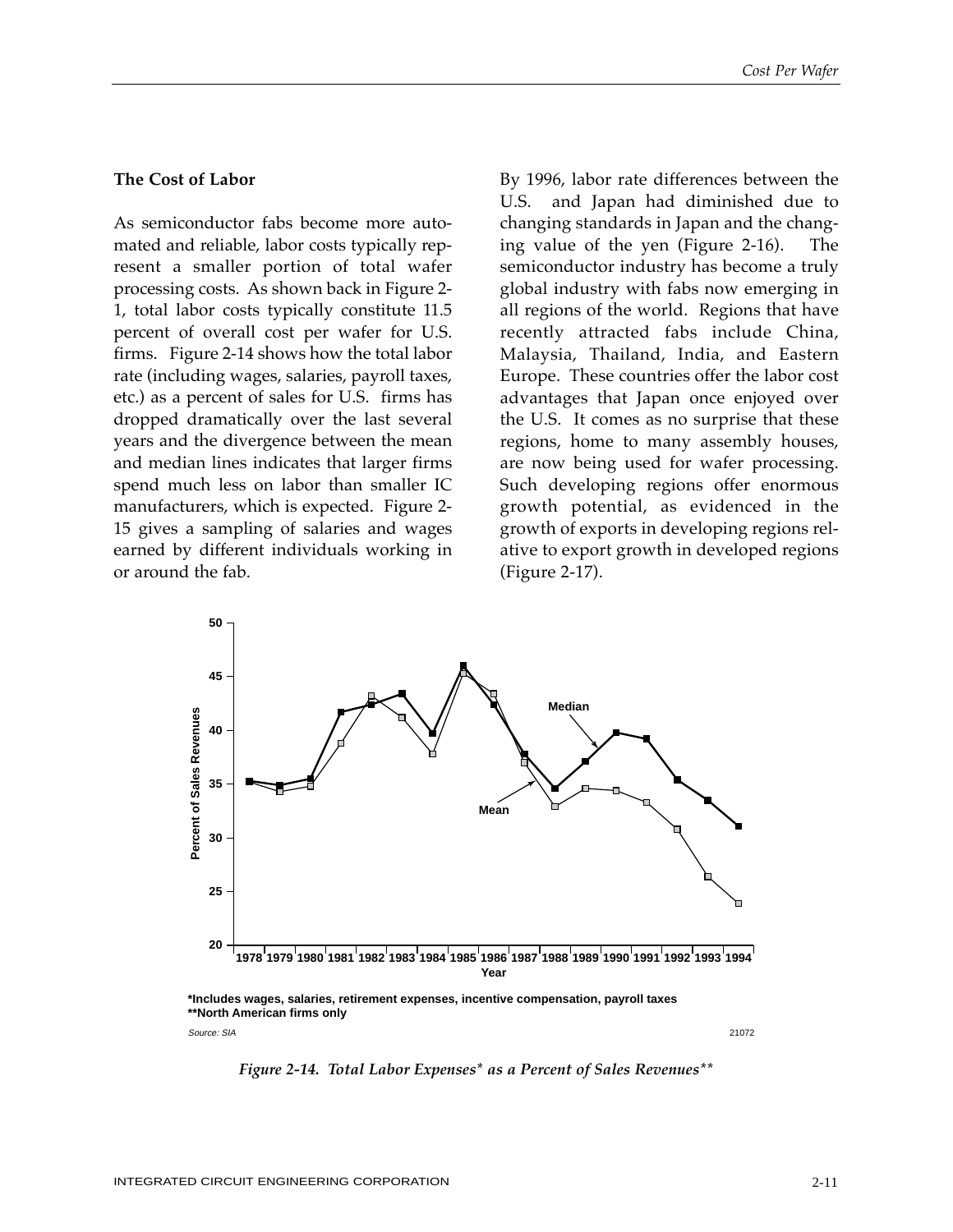### The Cost of Labor

As semiconductor fabs become more automated and reliable, labor costs typically represent a smaller portion of total wafer processing costs. As shown back in Figure 2-1, total labor costs typically constitute 11.5 percent of overall cost per wafer for U.S. firms. Figure 2-14 shows how the total labor rate (including wages, salaries, payroll taxes, etc.) as a percent of sales for U.S. firms has dropped dramatically over the last several years and the divergence between the mean and median lines indicates that larger firms spend much less on labor than smaller IC manufacturers, which is expected. Figure 2-15 gives a sampling of salaries and wages earned by different individuals working in or around the fab.

By 1996, labor rate differences between the U.S. and Japan had diminished due to changing standards in Japan and the changing value of the yen (Figure 2-16). The semiconductor industry has become a truly global industry with fabs now emerging in all regions of the world. Regions that have recently attracted fabs include China, Malaysia, Thailand, India, and Eastern Europe. These countries offer the labor cost advantages that Japan once enjoyed over the U.S. It comes as no surprise that these regions, home to many assembly houses, are now being used for wafer processing. Such developing regions offer enormous growth potential, as evidenced in the growth of exports in developing regions relative to export growth in developed regions (Figure 2-17).

\*Includes wages, salaries, retirement expenses, incentive compensation, payroll taxes
\*\*North American firms only

*Source: SIA*

*Figure 2-14. Total Labor Expenses\* as a Percent of Sales Revenues\*\**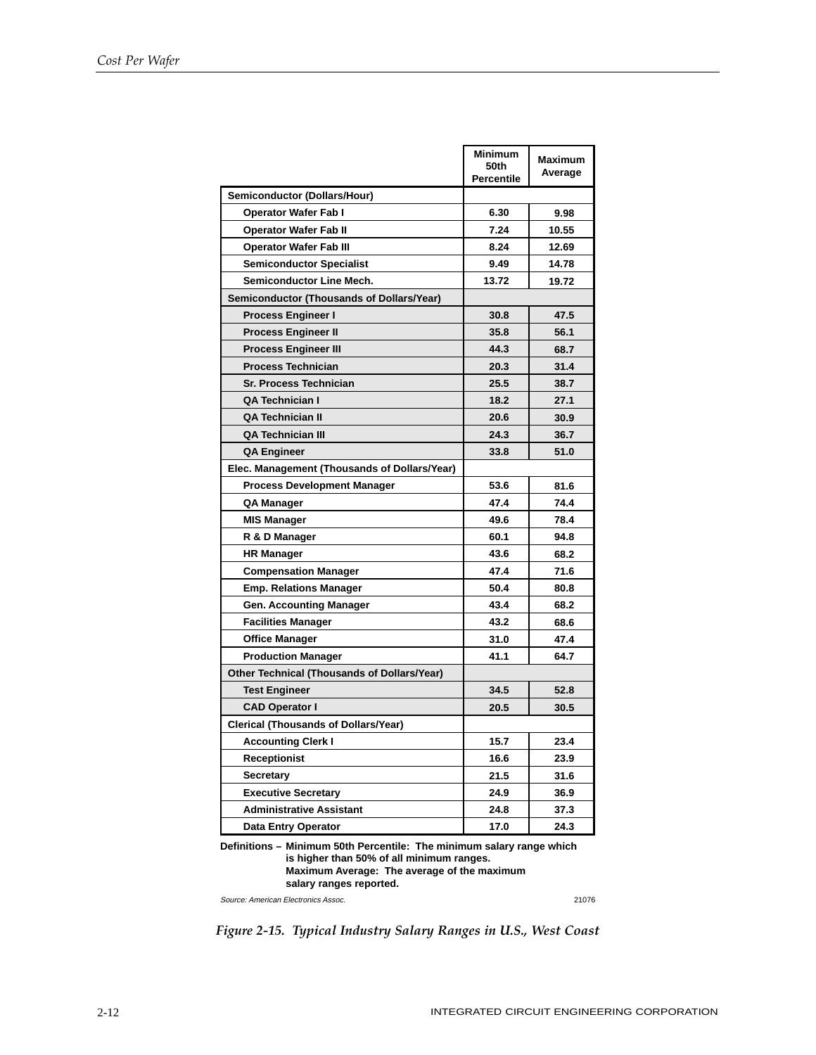| | Minimum 50th Percentile | Maximum Average |
|---|---|---|
| **Semiconductor (Dollars/Hour)** | | |
| Operator Wafer Fab I | 6.30 | 9.98 |
| Operator Wafer Fab II | 7.24 | 10.55 |
| Operator Wafer Fab III | 8.24 | 12.69 |
| Semiconductor Specialist | 9.49 | 14.78 |
| Semiconductor Line Mech. | 13.72 | 19.72 |
| **Semiconductor (Thousands of Dollars/Year)** | | |
| Process Engineer I | 30.8 | 47.5 |
| Process Engineer II | 35.8 | 56.1 |
| Process Engineer III | 44.3 | 68.7 |
| Process Technician | 20.3 | 31.4 |
| Sr. Process Technician | 25.5 | 38.7 |
| QA Technician I | 18.2 | 27.1 |
| QA Technician II | 20.6 | 30.9 |
| QA Technician III | 24.3 | 36.7 |
| QA Engineer | 33.8 | 51.0 |
| **Elec. Management (Thousands of Dollars/Year)** | | |
| Process Development Manager | 53.6 | 81.6 |
| QA Manager | 47.4 | 74.4 |
| MIS Manager | 49.6 | 78.4 |
| R & D Manager | 60.1 | 94.8 |
| HR Manager | 43.6 | 68.2 |
| Compensation Manager | 47.4 | 71.6 |
| Emp. Relations Manager | 50.4 | 80.8 |
| Gen. Accounting Manager | 43.4 | 68.2 |
| Facilities Manager | 43.2 | 68.6 |
| Office Manager | 31.0 | 47.4 |
| Production Manager | 41.1 | 64.7 |
| **Other Technical (Thousands of Dollars/Year)** | | |
| Test Engineer | 34.5 | 52.8 |
| CAD Operator I | 20.5 | 30.5 |
| **Clerical (Thousands of Dollars/Year)** | | |
| Accounting Clerk I | 15.7 | 23.4 |
| Receptionist | 16.6 | 23.9 |
| Secretary | 21.5 | 31.6 |
| Executive Secretary | 24.9 | 36.9 |
| Administrative Assistant | 24.8 | 37.3 |
| Data Entry Operator | 17.0 | 24.3 |

**Definitions – Minimum 50th Percentile: The minimum salary range which is higher than 50% of all minimum ranges.**
**Maximum Average: The average of the maximum salary ranges reported.**

*Source: American Electronics Assoc.*

21076

*Figure 2-15. Typical Industry Salary Ranges in U.S., West Coast*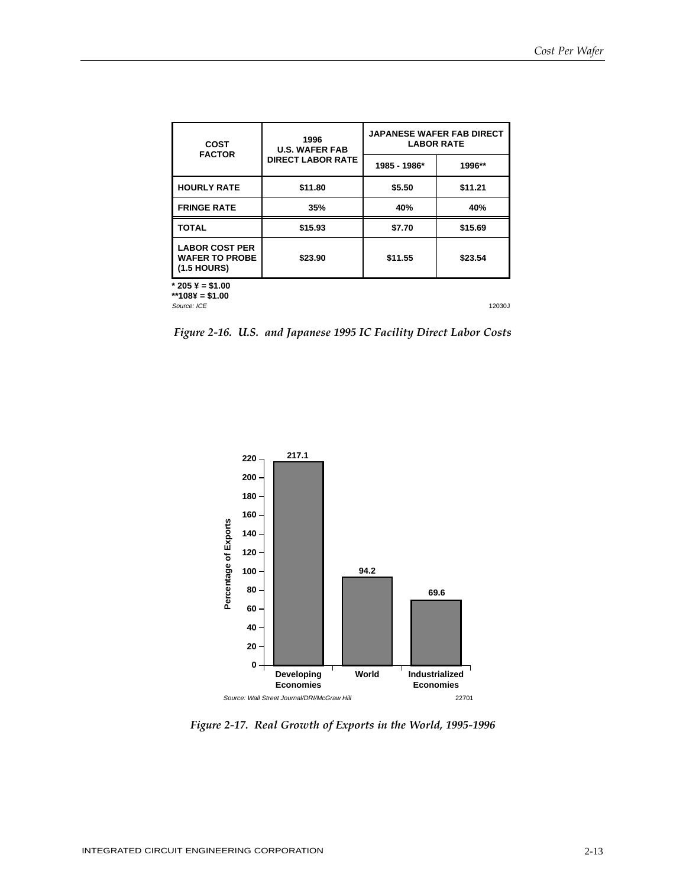| COST FACTOR | 1996 U.S. WAFER FAB DIRECT LABOR RATE | JAPANESE WAFER FAB DIRECT LABOR RATE | |
|---|---|---|---|
| | | 1985 - 1986* | 1996** |
| HOURLY RATE | $11.80 | $5.50 | $11.21 |
| FRINGE RATE | 35% | 40% | 40% |
| TOTAL | $15.93 | $7.70 | $15.69 |
| LABOR COST PER WAFER TO PROBE (1.5 HOURS) | $23.90 | $11.55 | $23.54 |

\* 205 ¥ = $1.00
\*\*108¥ = $1.00
*Source: ICE*

12030J

*Figure 2-16. U.S. and Japanese 1995 IC Facility Direct Labor Costs*

| | Percentage of Exports |
|---|---|
| Developing Economies | 217.1 |
| World | 94.2 |
| Industrialized Economies | 69.6 |

*Source: Wall Street Journal/DRI/McGraw Hill*

22701

*Figure 2-17. Real Growth of Exports in the World, 1995-1996*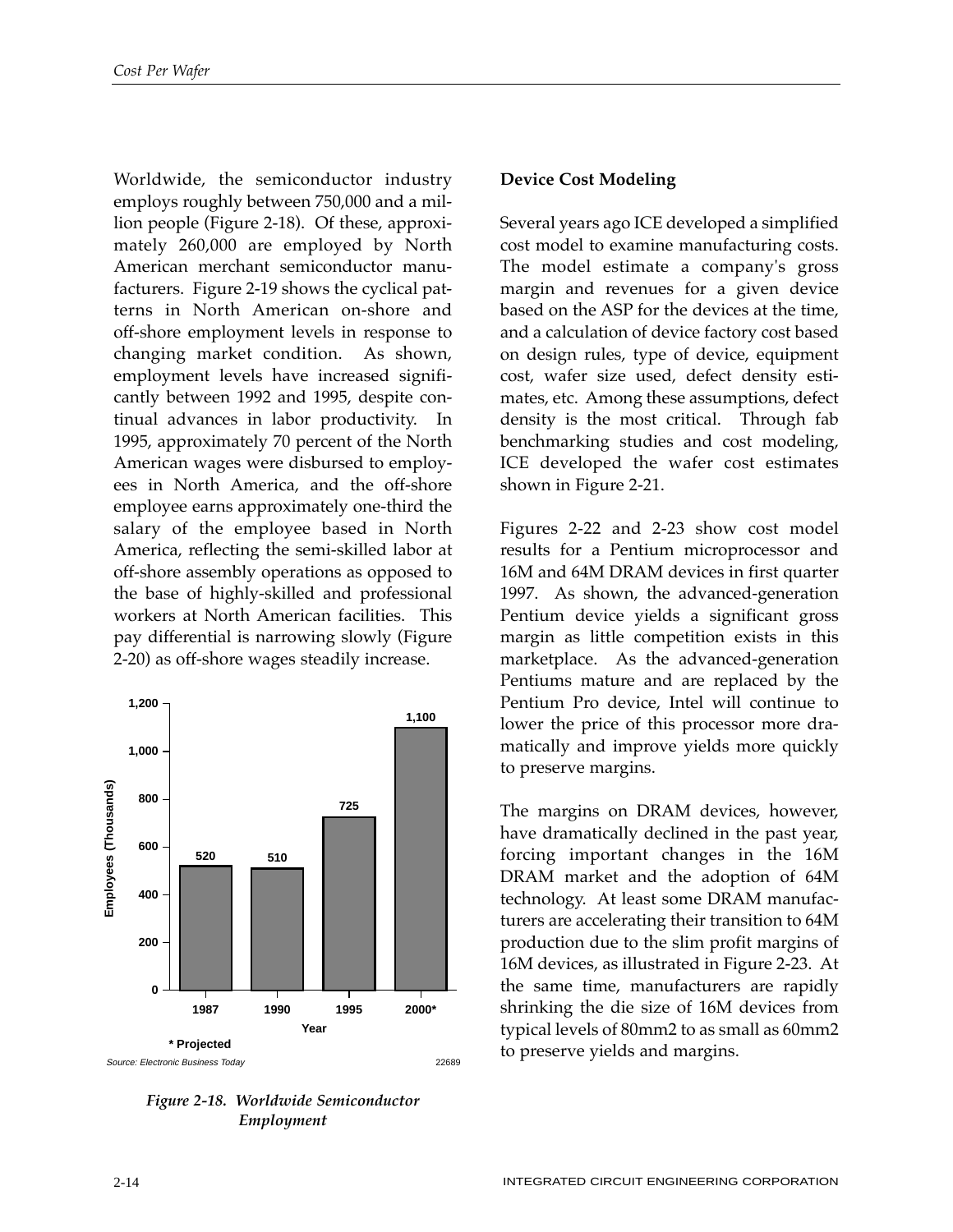Worldwide, the semiconductor industry employs roughly between 750,000 and a million people (Figure 2-18). Of these, approximately 260,000 are employed by North American merchant semiconductor manufacturers. Figure 2-19 shows the cyclical patterns in North American on-shore and off-shore employment levels in response to changing market condition. As shown, employment levels have increased significantly between 1992 and 1995, despite continual advances in labor productivity. In 1995, approximately 70 percent of the North American wages were disbursed to employees in North America, and the off-shore employee earns approximately one-third the salary of the employee based in North America, reflecting the semi-skilled labor at off-shore assembly operations as opposed to the base of highly-skilled and professional workers at North American facilities. This pay differential is narrowing slowly (Figure 2-20) as off-shore wages steadily increase.

| Year | Employees (Thousands) |
|---|---|
| 1987 | 520 |
| 1990 | 510 |
| 1995 | 725 |
| 2000* | 1,100 |

\* Projected

Source: Electronic Business Today

22689

*Figure 2-18. Worldwide Semiconductor Employment*

## Device Cost Modeling

Several years ago ICE developed a simplified cost model to examine manufacturing costs. The model estimate a company's gross margin and revenues for a given device based on the ASP for the devices at the time, and a calculation of device factory cost based on design rules, type of device, equipment cost, wafer size used, defect density estimates, etc. Among these assumptions, defect density is the most critical. Through fab benchmarking studies and cost modeling, ICE developed the wafer cost estimates shown in Figure 2-21.

Figures 2-22 and 2-23 show cost model results for a Pentium microprocessor and 16M and 64M DRAM devices in first quarter 1997. As shown, the advanced-generation Pentium device yields a significant gross margin as little competition exists in this marketplace. As the advanced-generation Pentiums mature and are replaced by the Pentium Pro device, Intel will continue to lower the price of this processor more dramatically and improve yields more quickly to preserve margins.

The margins on DRAM devices, however, have dramatically declined in the past year, forcing important changes in the 16M DRAM market and the adoption of 64M technology. At least some DRAM manufacturers are accelerating their transition to 64M production due to the slim profit margins of 16M devices, as illustrated in Figure 2-23. At the same time, manufacturers are rapidly shrinking the die size of 16M devices from typical levels of 80mm2 to as small as 60mm2 to preserve yields and margins.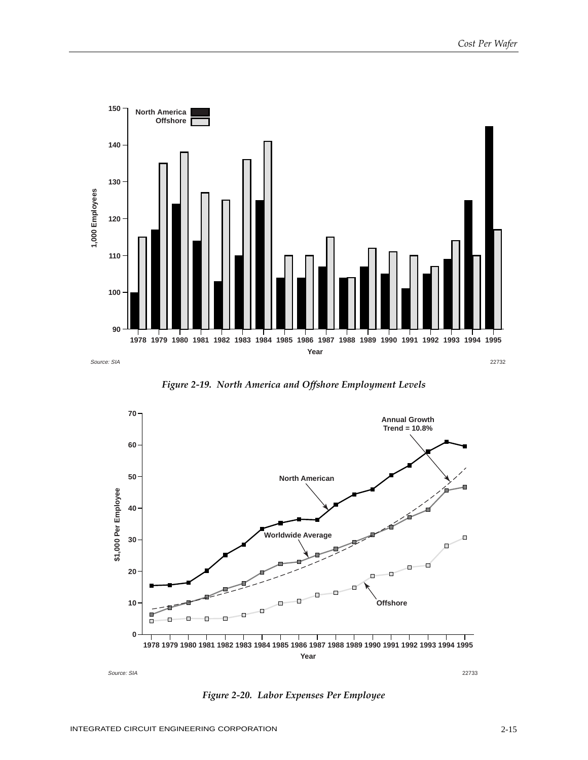Figure 2-19. North America and Offshore Employment Levels

Figure 2-20. Labor Expenses Per Employee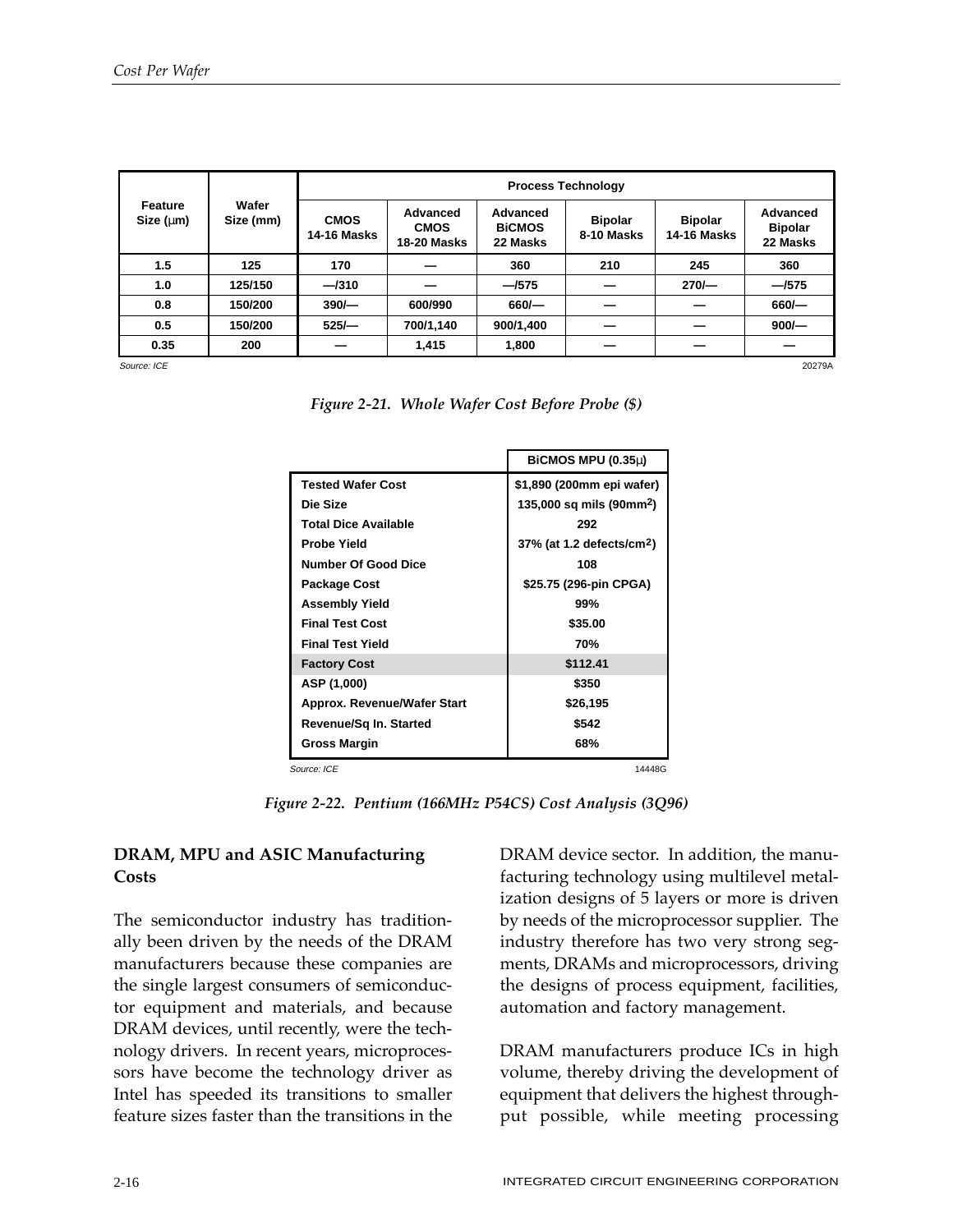| Feature Size (µm) | Wafer Size (mm) | Process Technology | | | | | |
|---|---|---|---|---|---|---|---|
| | | CMOS 14-16 Masks | Advanced CMOS 18-20 Masks | Advanced BiCMOS 22 Masks | Bipolar 8-10 Masks | Bipolar 14-16 Masks | Advanced Bipolar 22 Masks |
| 1.5 | 125 | 170 | — | 360 | 210 | 245 | 360 |
| 1.0 | 125/150 | —/310 | — | —/575 | — | 270/— | —/575 |
| 0.8 | 150/200 | 390/— | 600/990 | 660/— | — | — | 660/— |
| 0.5 | 150/200 | 525/— | 700/1,140 | 900/1,400 | — | — | 900/— |
| 0.35 | 200 | — | 1,415 | 1,800 | — | — | — |

Source: ICE

*Figure 2-21. Whole Wafer Cost Before Probe ($)*

| | BiCMOS MPU (0.35µ) |
|---|---|
| Tested Wafer Cost | $1,890 (200mm epi wafer) |
| Die Size | 135,000 sq mils (90mm$^2$) |
| Total Dice Available | 292 |
| Probe Yield | 37% (at 1.2 defects/cm$^2$) |
| Number Of Good Dice | 108 |
| Package Cost | $25.75 (296-pin CPGA) |
| Assembly Yield | 99% |
| Final Test Cost | $35.00 |
| Final Test Yield | 70% |
| Factory Cost | $112.41 |
| ASP (1,000) | $350 |
| Approx. Revenue/Wafer Start | $26,195 |
| Revenue/Sq In. Started | $542 |
| Gross Margin | 68% |

Source: ICE

*Figure 2-22. Pentium (166MHz P54CS) Cost Analysis (3Q96)*

### DRAM, MPU and ASIC Manufacturing Costs

The semiconductor industry has traditionally been driven by the needs of the DRAM manufacturers because these companies are the single largest consumers of semiconductor equipment and materials, and because DRAM devices, until recently, were the technology drivers. In recent years, microprocessors have become the technology driver as Intel has speeded its transitions to smaller feature sizes faster than the transitions in the DRAM device sector. In addition, the manufacturing technology using multilevel metalization designs of 5 layers or more is driven by needs of the microprocessor supplier. The industry therefore has two very strong segments, DRAMs and microprocessors, driving the designs of process equipment, facilities, automation and factory management.

DRAM manufacturers produce ICs in high volume, thereby driving the development of equipment that delivers the highest throughput possible, while meeting processing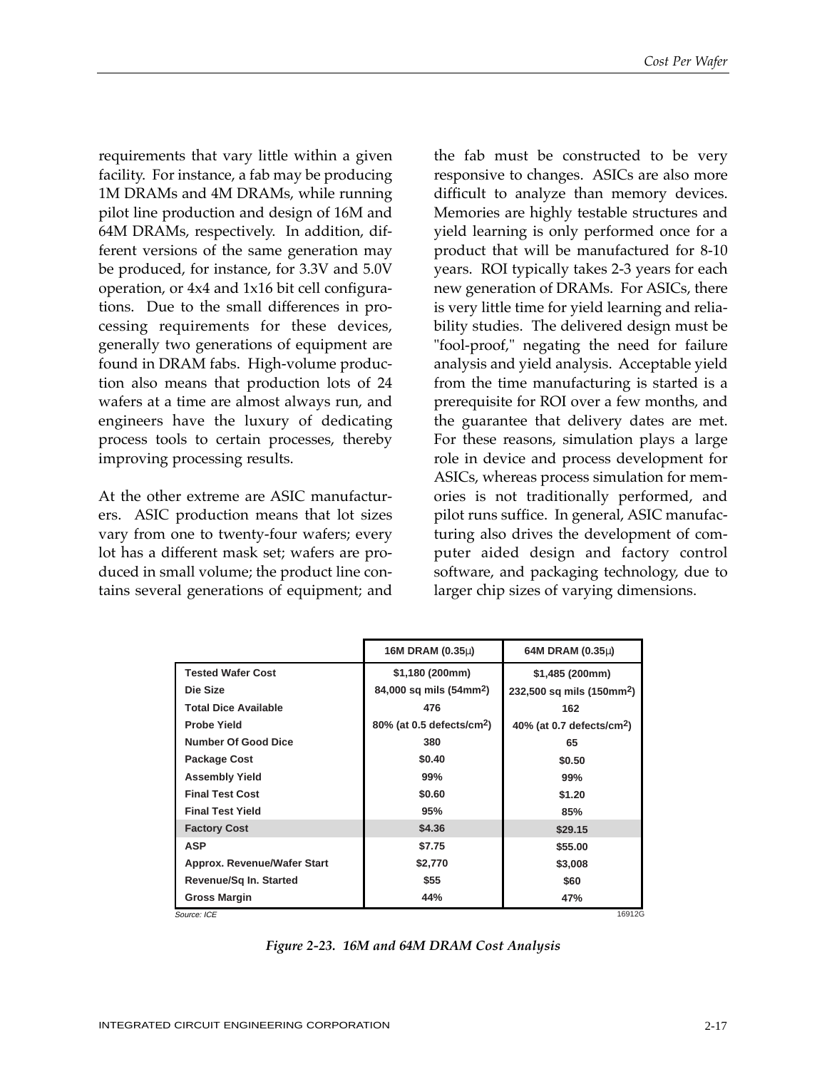requirements that vary little within a given facility. For instance, a fab may be producing 1M DRAMs and 4M DRAMs, while running pilot line production and design of 16M and 64M DRAMs, respectively. In addition, different versions of the same generation may be produced, for instance, for 3.3V and 5.0V operation, or 4x4 and 1x16 bit cell configurations. Due to the small differences in processing requirements for these devices, generally two generations of equipment are found in DRAM fabs. High-volume production also means that production lots of 24 wafers at a time are almost always run, and engineers have the luxury of dedicating process tools to certain processes, thereby improving processing results.

At the other extreme are ASIC manufacturers. ASIC production means that lot sizes vary from one to twenty-four wafers; every lot has a different mask set; wafers are produced in small volume; the product line contains several generations of equipment; and the fab must be constructed to be very responsive to changes. ASICs are also more difficult to analyze than memory devices. Memories are highly testable structures and yield learning is only performed once for a product that will be manufactured for 8-10 years. ROI typically takes 2-3 years for each new generation of DRAMs. For ASICs, there is very little time for yield learning and reliability studies. The delivered design must be "fool-proof," negating the need for failure analysis and yield analysis. Acceptable yield from the time manufacturing is started is a prerequisite for ROI over a few months, and the guarantee that delivery dates are met. For these reasons, simulation plays a large role in device and process development for ASICs, whereas process simulation for memories is not traditionally performed, and pilot runs suffice. In general, ASIC manufacturing also drives the development of computer aided design and factory control software, and packaging technology, due to larger chip sizes of varying dimensions.

| | 16M DRAM (0.35µ) | 64M DRAM (0.35µ) |
|---|---|---|
| **Tested Wafer Cost** | $1,180 (200mm) | $1,485 (200mm) |
| **Die Size** | 84,000 sq mils (54mm$^2$) | 232,500 sq mils (150mm$^2$) |
| **Total Dice Available** | 476 | 162 |
| **Probe Yield** | 80% (at 0.5 defects/cm$^2$) | 40% (at 0.7 defects/cm$^2$) |
| **Number Of Good Dice** | 380 | 65 |
| **Package Cost** | $0.40 | $0.50 |
| **Assembly Yield** | 99% | 99% |
| **Final Test Cost** | $0.60 | $1.20 |
| **Final Test Yield** | 95% | 85% |
| **Factory Cost** | $4.36 | $29.15 |
| **ASP** | $7.75 | $55.00 |
| **Approx. Revenue/Wafer Start** | $2,770 | $3,008 |
| **Revenue/Sq In. Started** | $55 | $60 |
| **Gross Margin** | 44% | 47% |

Source: ICE

16912G

*Figure 2-23. 16M and 64M DRAM Cost Analysis*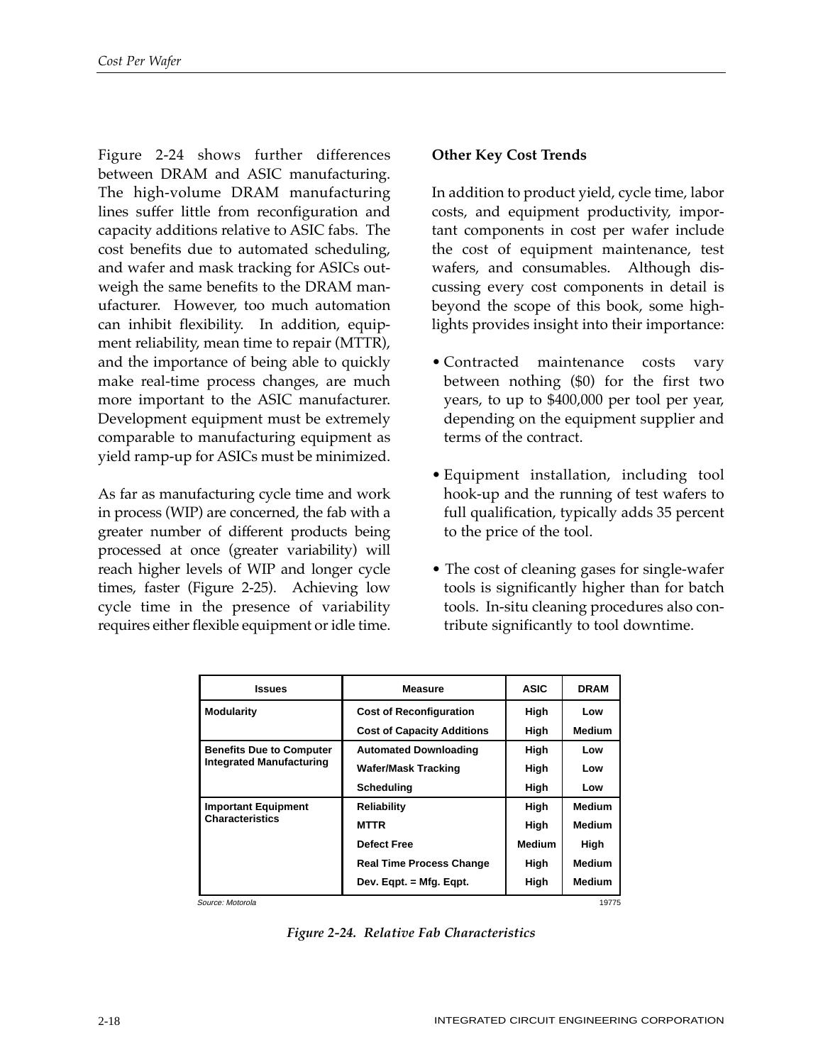Figure 2-24 shows further differences between DRAM and ASIC manufacturing. The high-volume DRAM manufacturing lines suffer little from reconfiguration and capacity additions relative to ASIC fabs. The cost benefits due to automated scheduling, and wafer and mask tracking for ASICs outweigh the same benefits to the DRAM manufacturer. However, too much automation can inhibit flexibility. In addition, equipment reliability, mean time to repair (MTTR), and the importance of being able to quickly make real-time process changes, are much more important to the ASIC manufacturer. Development equipment must be extremely comparable to manufacturing equipment as yield ramp-up for ASICs must be minimized.

As far as manufacturing cycle time and work in process (WIP) are concerned, the fab with a greater number of different products being processed at once (greater variability) will reach higher levels of WIP and longer cycle times, faster (Figure 2-25). Achieving low cycle time in the presence of variability requires either flexible equipment or idle time.

### Other Key Cost Trends

In addition to product yield, cycle time, labor costs, and equipment productivity, important components in cost per wafer include the cost of equipment maintenance, test wafers, and consumables. Although discussing every cost components in detail is beyond the scope of this book, some highlights provides insight into their importance:

- Contracted maintenance costs vary between nothing ($0) for the first two years, to up to $400,000 per tool per year, depending on the equipment supplier and terms of the contract.
- Equipment installation, including tool hook-up and the running of test wafers to full qualification, typically adds 35 percent to the price of the tool.
- The cost of cleaning gases for single-wafer tools is significantly higher than for batch tools. In-situ cleaning procedures also contribute significantly to tool downtime.

| Issues | Measure | ASIC | DRAM |
|---|---|---|---|
| Modularity | Cost of Reconfiguration | High | Low |
| | Cost of Capacity Additions | High | Medium |
| Benefits Due to Computer Integrated Manufacturing | Automated Downloading | High | Low |
| | Wafer/Mask Tracking | High | Low |
| | Scheduling | High | Low |
| Important Equipment Characteristics | Reliability | High | Medium |
| | MTTR | High | Medium |
| | Defect Free | Medium | High |
| | Real Time Process Change | High | Medium |
| | Dev. Eqpt. = Mfg. Eqpt. | High | Medium |

Source: Motorola 19775

*Figure 2-24. Relative Fab Characteristics*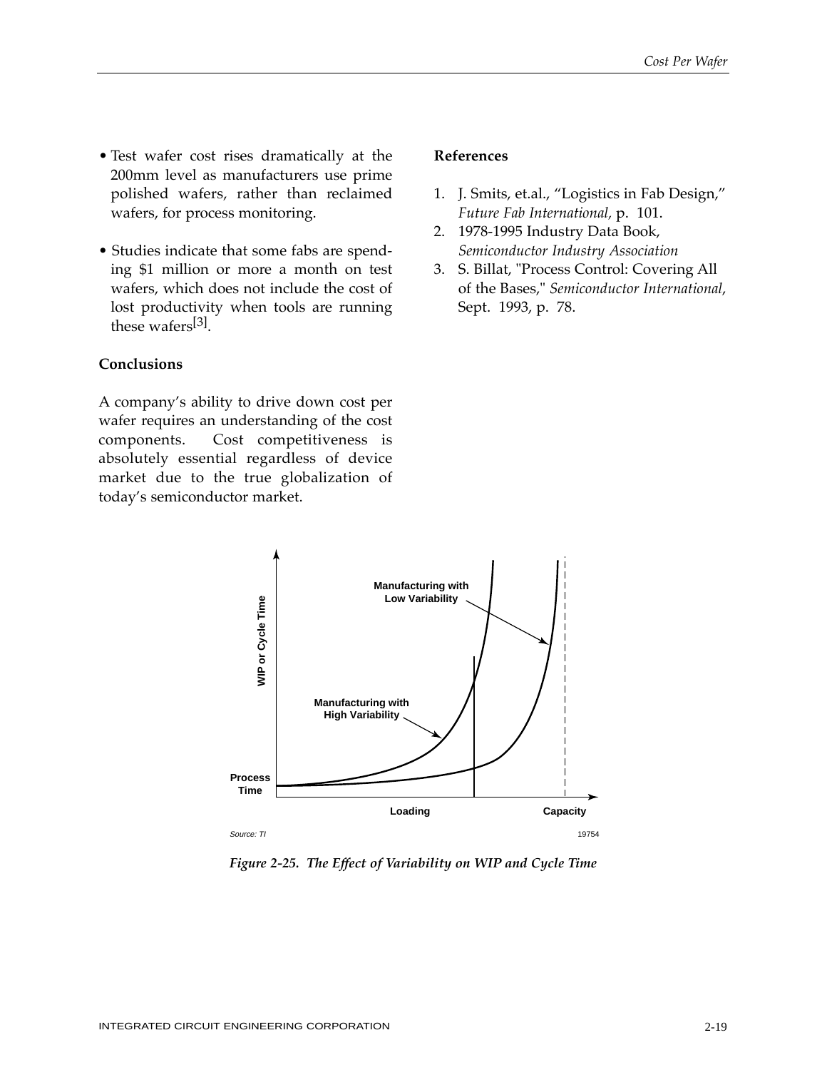- Test wafer cost rises dramatically at the 200mm level as manufacturers use prime polished wafers, rather than reclaimed wafers, for process monitoring.

- Studies indicate that some fabs are spending $1 million or more a month on test wafers, which does not include the cost of lost productivity when tools are running these wafers[3].

**Conclusions**

A company's ability to drive down cost per wafer requires an understanding of the cost components. Cost competitiveness is absolutely essential regardless of device market due to the true globalization of today's semiconductor market.

**References**

1. J. Smits, et.al., "Logistics in Fab Design," *Future Fab International*, p. 101.
2. 1978-1995 Industry Data Book, *Semiconductor Industry Association*
3. S. Billat, "Process Control: Covering All of the Bases," *Semiconductor International*, Sept. 1993, p. 78.

WIP or Cycle Time

Manufacturing with Low Variability

Manufacturing with High Variability

Process Time

Loading

Capacity

Source: TI

19754

*Figure 2-25. The Effect of Variability on WIP and Cycle Time*